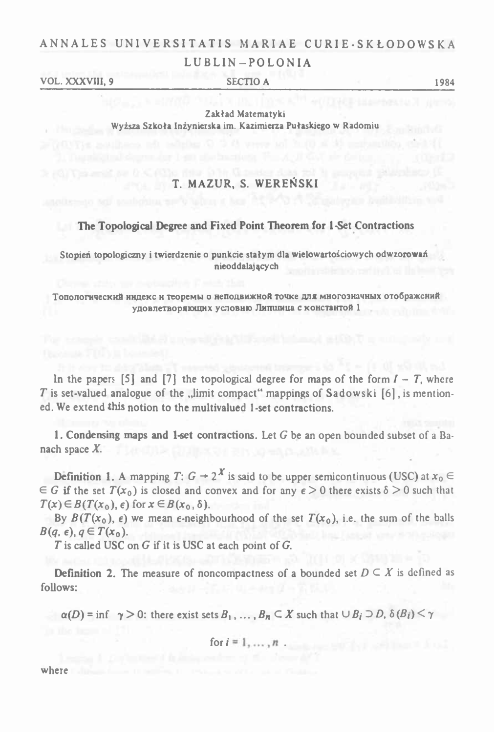ANNALES UNIVERSITATIS MARIAE CURIE-SKŁODOWSKA

LUBLIN–POLONIA

VOL. XXXVIII, 9 SECTIO A 1984

Zakład Matematyki
Wyższa Szkoła Inżynierska im. Kazimierza Pułaskiego w Radomiu

# T. MAZUR, S. WEREŃSKI

## The Topological Degree and Fixed Point Theorem for 1-Set Contractions

Stopień topologiczny i twierdzenie o punkcie stałym dla wielowartościowych odwzorowań nieoddalających

Топологический индекс и теоремы о неподвижной точке для многозначных отображений удовлетворяющих условию Липшица с константой 1

In the papers [5] and [7] the topological degree for maps of the form $I - T$, where $T$ is set-valued analogue of the „limit compact" mappings of Sadowski [6], is mentioned. We extend this notion to the multivalued 1-set contractions.

**1. Condensing maps and 1-set contractions.** Let $G$ be an open bounded subset of a Banach space $X$.

**Definition 1.** A mapping $T: G \to 2^X$ is said to be upper semicontinuous (USC) at $x_0 \in G$ if the set $T(x_0)$ is closed and convex and for any $\epsilon > 0$ there exists $\delta > 0$ such that $T(x) \in B(T(x_0), \epsilon)$ for $x \in B(x_0, \delta)$.

By $B(T(x_0), \epsilon)$ we mean $\epsilon$-neighbourhood of the set $T(x_0)$, i.e. the sum of the balls $B(q, \epsilon)$, $q \in T(x_0)$.

$T$ is called USC on $G$ if it is USC at each point of $G$.

**Definition 2.** The measure of noncompactness of a bounded set $D \subset X$ is defined as follows:

$$\alpha(D) = \inf \ \gamma > 0\text{: there exist sets } B_1, \ldots, B_n \subset X \text{ such that } \cup B_i \supset D,\ \delta(B_i) < \gamma$$

$$\text{for } i = 1, \ldots, n\ .$$

where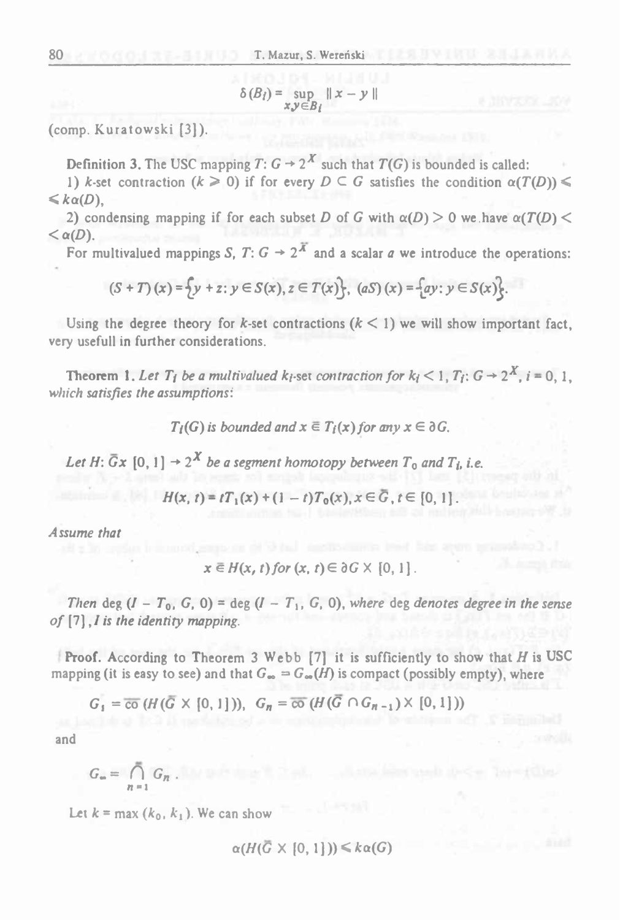$$\delta(B_i) = \sup_{x,y \in B_i} \| x - y \|$$

(comp. Kuratowski [3]).

**Definition 3.** The USC mapping $T: G \to 2^X$ such that $T(G)$ is bounded is called:

1) $k$-set contraction ($k \geqslant 0$) if for every $D \subset G$ satisfies the condition $\alpha(T(D)) \leqslant k\alpha(D)$,

2) condensing mapping if for each subset $D$ of $G$ with $\alpha(D) > 0$ we have $\alpha(T(D) < \alpha(D)$.

For multivalued mappings $S, T: G \to 2^{\bar{X}}$ and a scalar $a$ we introduce the operations:

$$(S+T)(x) = \{y + z : y \in S(x), z \in T(x)\}, \ (aS)(x) = \{ay : y \in S(x)\}.$$

Using the degree theory for $k$-set contractions ($k < 1$) we will show important fact, very usefull in further considerations.

**Theorem 1.** *Let $T_i$ be a multivalued $k_i$-set contraction for $k_i < 1$, $T_i: G \to 2^X$, $i = 0, 1$, which satisfies the assumptions:*

$$T_i(G) \text{ is bounded and } x \,\bar{\in}\, T_i(x) \text{ for any } x \in \partial G.$$

*Let $H: \bar{G} x\ [0,1] \to 2^X$ be a segment homotopy between $T_0$ and $T_1$, i.e.*

$$H(x,t) = tT_1(x) + (1-t)T_0(x), x \in \bar{G}, t \in [0,1].$$

*Assume that*

$$x \,\bar{\in}\, H(x,t) \text{ for } (x,t) \in \partial G \times [0,1].$$

*Then* $\deg(I - T_0, G, 0) = \deg(I - T_1, G, 0)$, *where* deg *denotes degree in the sense of* [7], *I is the identity mapping.*

**Proof.** According to Theorem 3 Webb [7] it is sufficiently to show that $H$ is USC mapping (it is easy to see) and that $G_\infty = G_\infty(H)$ is compact (possibly empty), where

$$G_1 = \overline{\text{co}}\,(H(\bar{G} \times [0,1])), \quad G_n = \overline{\text{co}}\,(H(\bar{G} \cap G_{n-1}) \times [0,1]))$$

and

$$G_\infty = \bigcap_{n=1}^{\infty} G_n .$$

Let $k = \max(k_0, k_1)$. We can show

$$\alpha(H(\bar{G} \times [0,1])) \leqslant k\alpha(G)$$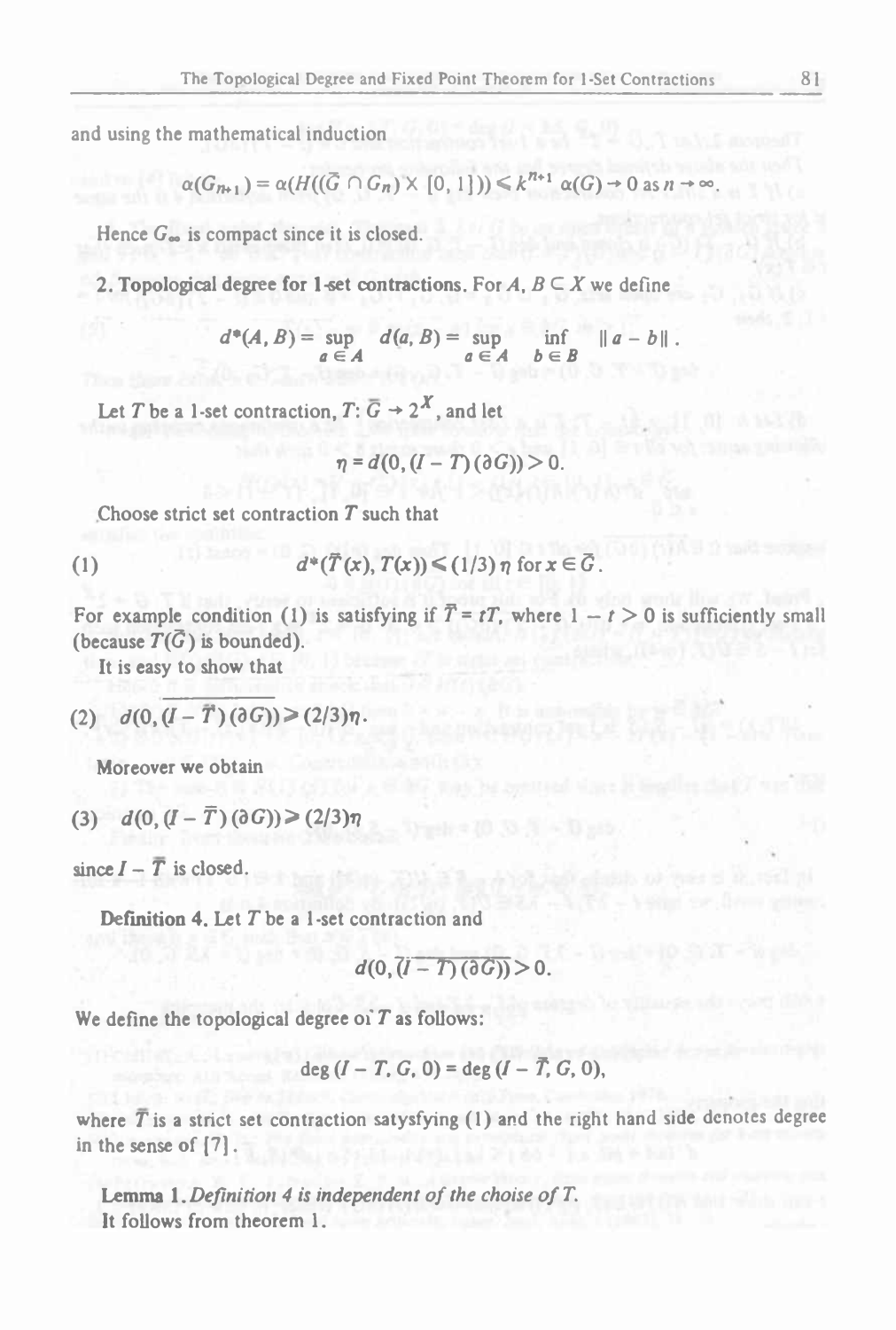and using the mathematical induction

$$\alpha(G_{n+1}) = \alpha(H((\bar{G} \cap G_n) \times [0, 1])) \leqslant k^{n+1}\, \alpha(G) \to 0 \text{ as } n \to \infty.$$

Hence $G_\infty$ is compact since it is closed.

**2. Topological degree for 1-set contractions.** For $A, B \subset X$ we define

$$d^*(A, B) = \sup_{a \in A} d(a, B) = \sup_{a \in A} \inf_{b \in B} \|a - b\|.$$

Let $T$ be a 1-set contraction, $T: \bar{G} \to 2^X$, and let

$$\eta = d(0, (I - T)(\partial G)) > 0.$$

Choose strict set contraction $T$ such that

$$d^*(\bar{T}(x), T(x)) \leqslant (1/3)\,\eta \text{ for } x \in \bar{G}. \tag{1}$$

For example condition (1) is satisfying if $\bar{T} = tT$, where $1 - t > 0$ is sufficiently small (because $T(\bar{G})$ is bounded).

It is easy to show that

$$d(0, \overline{(I - \bar{T})(\partial G)}) \geqslant (2/3)\eta. \tag{2}$$

Moreover we obtain

$$d(0, (I - \bar{T})(\partial G)) \geqslant (2/3)\eta \tag{3}$$

since $I - \bar{T}$ is closed.

**Definition 4.** Let $T$ be a 1-set contraction and

$$d(0, \overline{(I - T)(\partial G)}) > 0.$$

We define the topological degree of $T$ as follows:

$$\deg(I - T, G, 0) = \deg(I - \bar{T}, G, 0),$$

where $\bar{T}$ is a strict set contraction satysfying (1) and the right hand side denotes degree in the sense of [7].

**Lemma 1.** *Definition 4 is independent of the choise of $T$.*

It follows from theorem 1.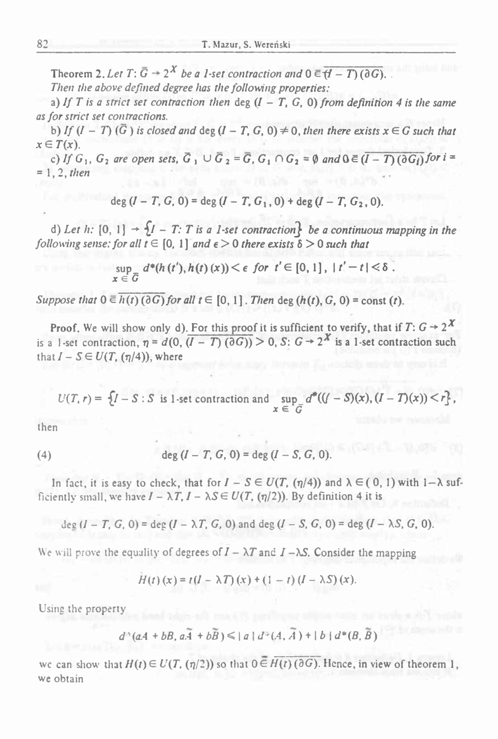Theorem 2. *Let $T: \bar{G} \to 2^X$ be a 1-set contraction and $0 \bar{\in} \overline{(I - T)(\partial G)}$.*

*Then the above defined degree has the following properties:*

a) *If $T$ is a strict set contraction then $\deg (I - T, G, 0)$ from definition 4 is the same as for strict set contractions.*

b) *If $(I - T)(\bar{G})$ is closed and $\deg (I - T, G, 0) \neq 0$, then there exists $x \in G$ such that $x \in T(x)$.*

c) *If $G_1$, $G_2$ are open sets, $\bar{G}_1 \cup \bar{G}_2 = \bar{G}$, $G_1 \cap G_2 = \emptyset$ and $0 \bar{\in} \overline{(I - T)(\partial G_i)}$ for $i = 1, 2$, then*

$$\deg (I - T, G, 0) = \deg (I - T, G_1, 0) + \deg (I - T, G_2, 0).$$

d) *Let $h: [0, 1] \to \{I - T: T \text{ is a 1-set contraction}\}$ be a continuous mapping in the following sense: for all $t \in [0, 1]$ and $\epsilon > 0$ there exists $\delta > 0$ such that*

$$\sup_{x \in \bar{G}} d^*(h(t'), h(t)(x)) < \epsilon \text{ for } t' \in [0, 1], \ |t' - t| < \delta .$$

*Suppose that $0 \bar{\in} \overline{h(t)(\partial G)}$ for all $t \in [0, 1]$. Then $\deg (h(t), G, 0) = \text{const} (t)$.*

**Proof.** We will show only d). For this proof it is sufficient to verify, that if $T: G \to 2^X$ is a 1-set contraction, $\eta = d(0, \overline{(I - T)(\partial G)}) > 0$, $S: G \to 2^X$ is a 1-set contraction such that $I - S \in U(T, (\eta/4))$, where

$$U(T, r) = \{I - S : S \text{ is 1-set contraction and } \sup_{x \in \bar{G}} d^*((I - S)(x), (I - T)(x)) < r\},$$

then

$$\deg (I - T, G, 0) = \deg (I - S, G, 0). \tag{4}$$

In fact, it is easy to check, that for $I - S \in U(T, (\eta/4))$ and $\lambda \in (0, 1)$ with $1 - \lambda$ sufficiently small, we have $I - \lambda T, I - \lambda S \in U(T, (\eta/2))$. By definition 4 it is

$$\deg (I - T, G, 0) = \deg (I - \lambda T, G, 0) \text{ and } \deg (I - S, G, 0) = \deg (I - \lambda S, G, 0).$$

We will prove the equality of degrees of $I - \lambda T$ and $I - \lambda S$. Consider the mapping

$$H(t)(x) = t(I - \lambda T)(x) + (1 - t)(I - \lambda S)(x).$$

Using the property

$$d^*(aA + bB, a\tilde{A} + b\tilde{B}) \leq |a| \, d^*(A, \tilde{A}) + |b| \, d^*(B, \tilde{B})$$

we can show that $H(t) \in U(T, (\eta/2))$ so that $0 \bar{\in} \overline{H(t)(\partial G)}$. Hence, in view of theorem 1, we obtain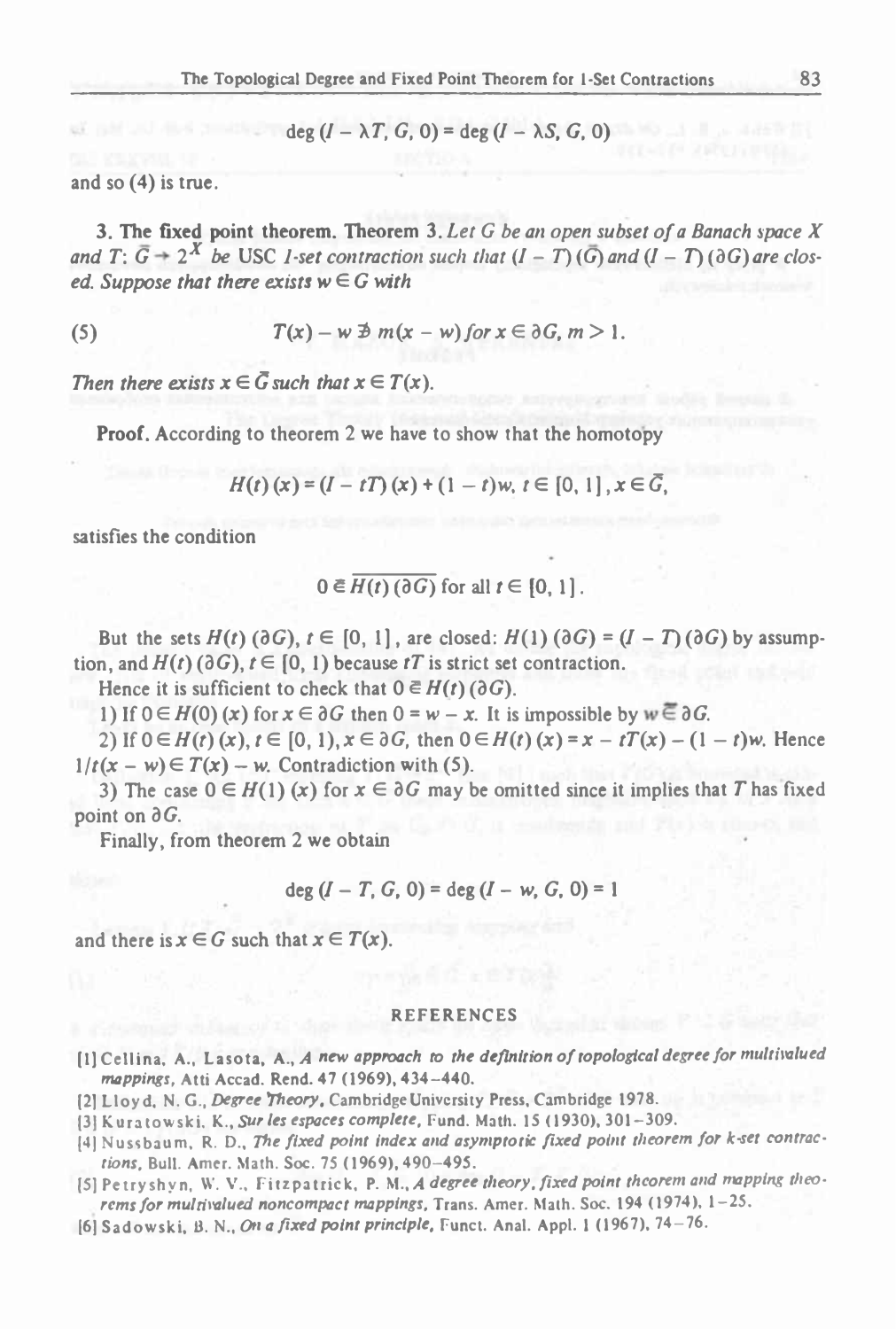$$\deg(I - \lambda T, G, 0) = \deg(I - \lambda S, G, 0)$$

and so (4) is true.

**3. The fixed point theorem. Theorem 3.** *Let $G$ be an open subset of a Banach space $X$ and $T: \bar{G} \to 2^X$ be USC 1-set contraction such that $(I - T)(\bar{G})$ and $(I - T)(\partial G)$ are closed. Suppose that there exists $w \in G$ with*

$$T(x) - w \not\ni m(x - w) \text{ for } x \in \partial G, m > 1. \tag{5}$$

*Then there exists $x \in \bar{G}$ such that $x \in T(x)$.*

**Proof.** According to theorem 2 we have to show that the homotopy

$$H(t)(x) = (I - tT)(x) + (1 - t)w, \; t \in [0, 1], x \in \bar{G},$$

satisfies the condition

$$0 \notin \overline{H(t)(\partial G)} \text{ for all } t \in [0, 1].$$

But the sets $H(t)(\partial G)$, $t \in [0, 1]$, are closed: $H(1)(\partial G) = (I - T)(\partial G)$ by assumption, and $H(t)(\partial G)$, $t \in [0, 1)$ because $tT$ is strict set contraction.

Hence it is sufficient to check that $0 \notin H(t)(\partial G)$.

1) If $0 \in H(0)(x)$ for $x \in \partial G$ then $0 = w - x$. It is impossible by $w \notin \partial G$.

2) If $0 \in H(t)(x)$, $t \in [0, 1)$, $x \in \partial G$, then $0 \in H(t)(x) = x - tT(x) - (1 - t)w$. Hence $1/t(x - w) \in T(x) - w$. Contradiction with (5).

3) The case $0 \in H(1)(x)$ for $x \in \partial G$ may be omitted since it implies that $T$ has fixed point on $\partial G$.

Finally, from theorem 2 we obtain

$$\deg(I - T, G, 0) = \deg(I - w, G, 0) = 1$$

and there is $x \in G$ such that $x \in T(x)$.

## REFERENCES

[1] Cellina, A., Lasota, A., *A new approach to the definition of topological degree for multivalued mappings*, Atti Accad. Rend. 47 (1969), 434–440.

[2] Lloyd, N. G., *Degree Theory*, Cambridge University Press, Cambridge 1978.

[3] Kuratowski, K., *Sur les espaces complete*, Fund. Math. 15 (1930), 301–309.

[4] Nussbaum, R. D., *The fixed point index and asymptotic fixed point theorem for k-set contractions*, Bull. Amer. Math. Soc. 75 (1969), 490–495.

[5] Petryshyn, W. V., Fitzpatrick, P. M., *A degree theory, fixed point theorem and mapping theorems for multivalued noncompact mappings*, Trans. Amer. Math. Soc. 194 (1974), 1–25.

[6] Sadowski, B. N., *On a fixed point principle*, Funct. Anal. Appl. 1 (1967), 74–76.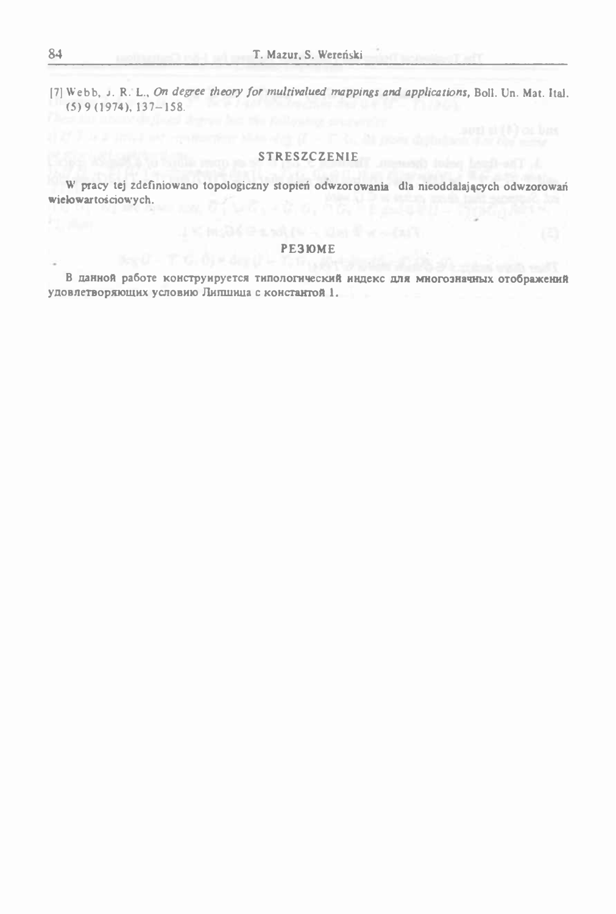[7] Webb, J. R. L., *On degree theory for multivalued mappings and applications*, Boll. Un. Mat. Ital. (5) 9 (1974), 137–158.

## STRESZCZENIE

W pracy tej zdefiniowano topologiczny stopień odwzorowania dla nieoddalających odwzorowań wielowartościowych.

## РЕЗЮМЕ

В данной работе конструируется типологический индекс для многозначных отображений удовлетворяющих условию Липшица с константой 1.